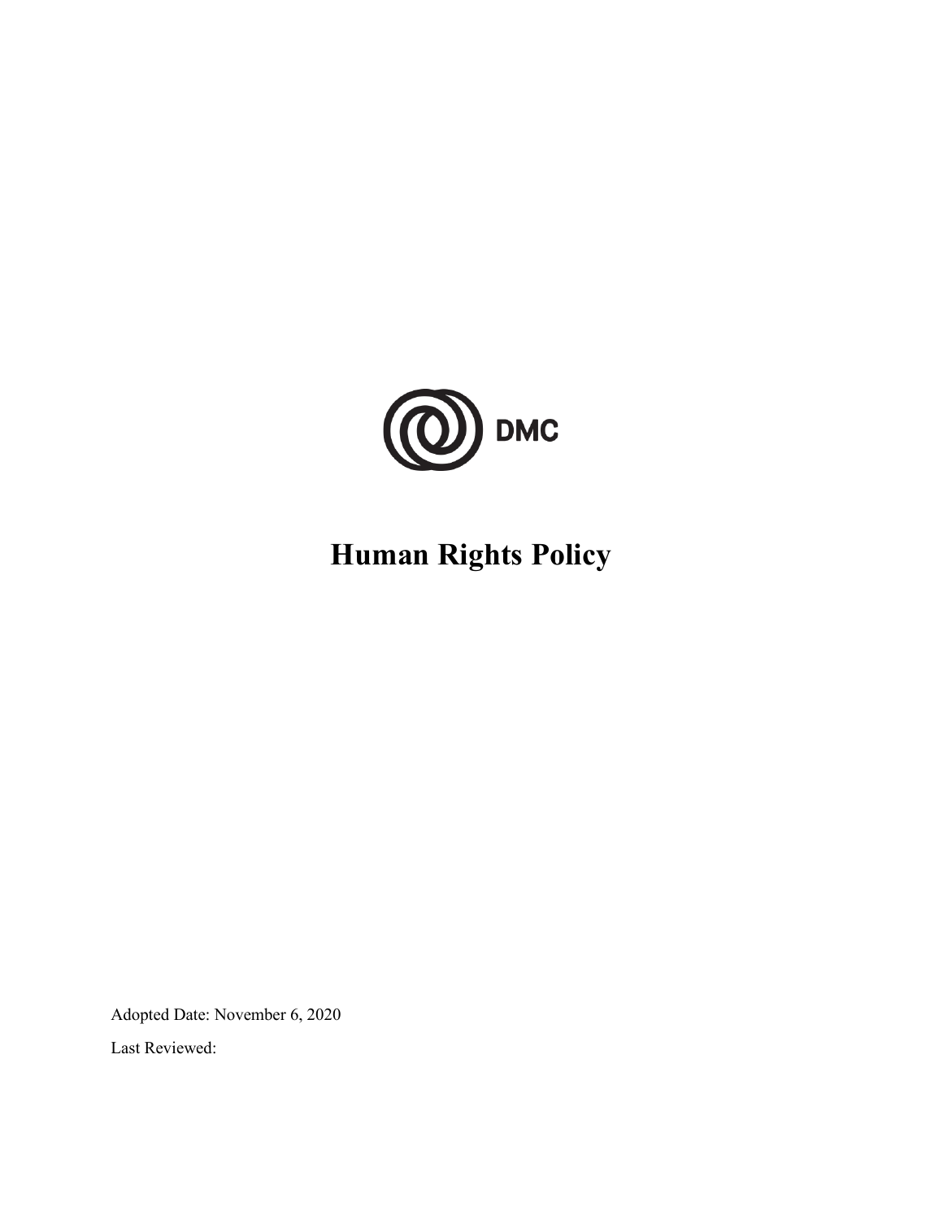DMC

# Human Rights Policy

Adopted Date: November 6, 2020

Last Reviewed: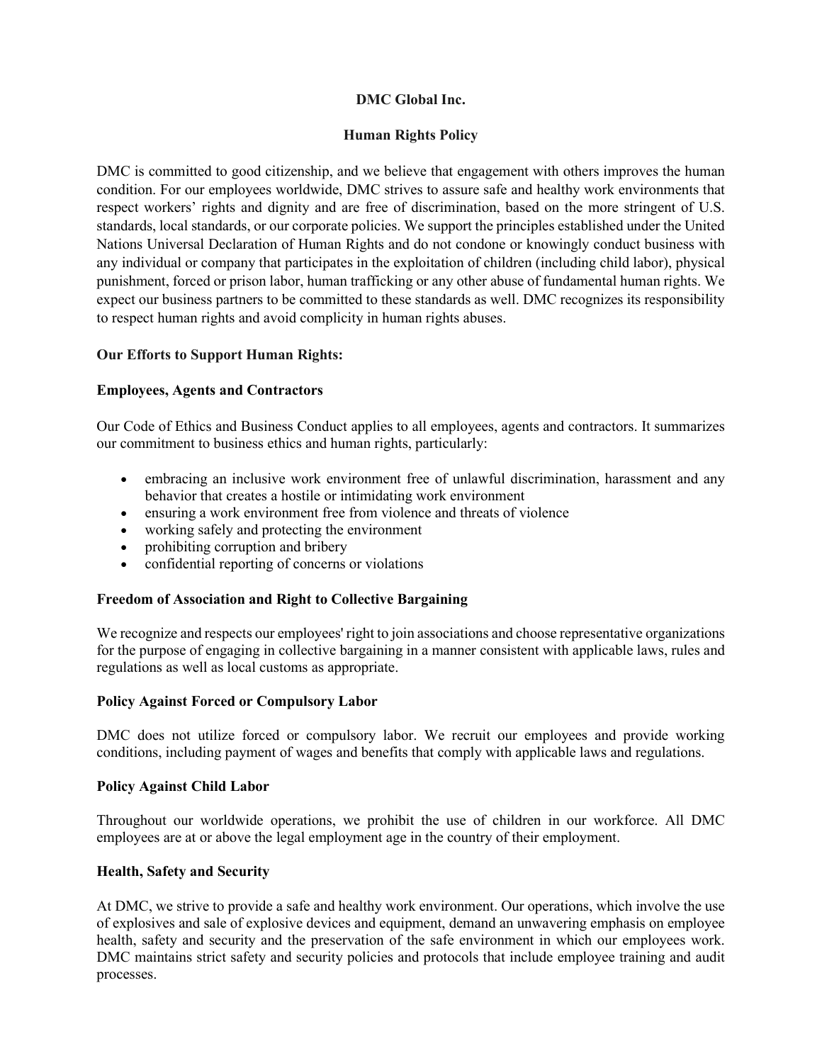**DMC Global Inc.**

**Human Rights Policy**

DMC is committed to good citizenship, and we believe that engagement with others improves the human condition. For our employees worldwide, DMC strives to assure safe and healthy work environments that respect workers' rights and dignity and are free of discrimination, based on the more stringent of U.S. standards, local standards, or our corporate policies. We support the principles established under the United Nations Universal Declaration of Human Rights and do not condone or knowingly conduct business with any individual or company that participates in the exploitation of children (including child labor), physical punishment, forced or prison labor, human trafficking or any other abuse of fundamental human rights. We expect our business partners to be committed to these standards as well. DMC recognizes its responsibility to respect human rights and avoid complicity in human rights abuses.

**Our Efforts to Support Human Rights:**

**Employees, Agents and Contractors**

Our Code of Ethics and Business Conduct applies to all employees, agents and contractors. It summarizes our commitment to business ethics and human rights, particularly:

- embracing an inclusive work environment free of unlawful discrimination, harassment and any behavior that creates a hostile or intimidating work environment
- ensuring a work environment free from violence and threats of violence
- working safely and protecting the environment
- prohibiting corruption and bribery
- confidential reporting of concerns or violations

**Freedom of Association and Right to Collective Bargaining**

We recognize and respects our employees' right to join associations and choose representative organizations for the purpose of engaging in collective bargaining in a manner consistent with applicable laws, rules and regulations as well as local customs as appropriate.

**Policy Against Forced or Compulsory Labor**

DMC does not utilize forced or compulsory labor. We recruit our employees and provide working conditions, including payment of wages and benefits that comply with applicable laws and regulations.

**Policy Against Child Labor**

Throughout our worldwide operations, we prohibit the use of children in our workforce. All DMC employees are at or above the legal employment age in the country of their employment.

**Health, Safety and Security**

At DMC, we strive to provide a safe and healthy work environment. Our operations, which involve the use of explosives and sale of explosive devices and equipment, demand an unwavering emphasis on employee health, safety and security and the preservation of the safe environment in which our employees work. DMC maintains strict safety and security policies and protocols that include employee training and audit processes.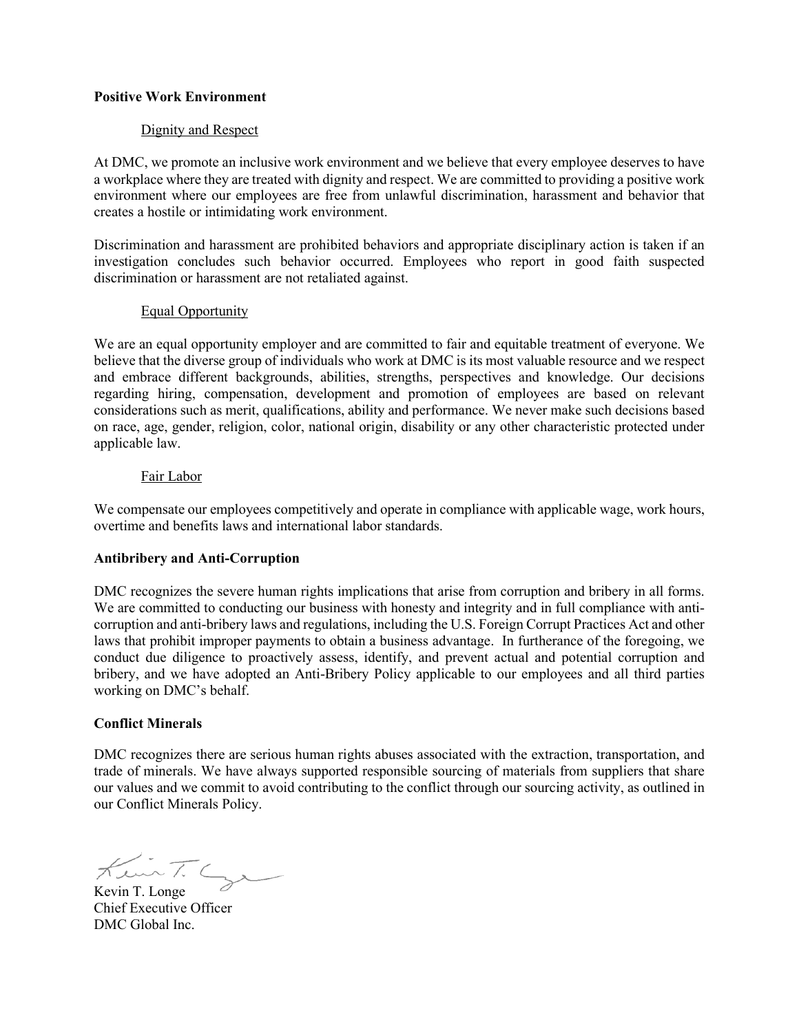**Positive Work Environment**

Dignity and Respect

At DMC, we promote an inclusive work environment and we believe that every employee deserves to have a workplace where they are treated with dignity and respect. We are committed to providing a positive work environment where our employees are free from unlawful discrimination, harassment and behavior that creates a hostile or intimidating work environment.

Discrimination and harassment are prohibited behaviors and appropriate disciplinary action is taken if an investigation concludes such behavior occurred. Employees who report in good faith suspected discrimination or harassment are not retaliated against.

Equal Opportunity

We are an equal opportunity employer and are committed to fair and equitable treatment of everyone. We believe that the diverse group of individuals who work at DMC is its most valuable resource and we respect and embrace different backgrounds, abilities, strengths, perspectives and knowledge. Our decisions regarding hiring, compensation, development and promotion of employees are based on relevant considerations such as merit, qualifications, ability and performance. We never make such decisions based on race, age, gender, religion, color, national origin, disability or any other characteristic protected under applicable law.

Fair Labor

We compensate our employees competitively and operate in compliance with applicable wage, work hours, overtime and benefits laws and international labor standards.

**Antibribery and Anti-Corruption**

DMC recognizes the severe human rights implications that arise from corruption and bribery in all forms. We are committed to conducting our business with honesty and integrity and in full compliance with anti-corruption and anti-bribery laws and regulations, including the U.S. Foreign Corrupt Practices Act and other laws that prohibit improper payments to obtain a business advantage. In furtherance of the foregoing, we conduct due diligence to proactively assess, identify, and prevent actual and potential corruption and bribery, and we have adopted an Anti-Bribery Policy applicable to our employees and all third parties working on DMC's behalf.

**Conflict Minerals**

DMC recognizes there are serious human rights abuses associated with the extraction, transportation, and trade of minerals. We have always supported responsible sourcing of materials from suppliers that share our values and we commit to avoid contributing to the conflict through our sourcing activity, as outlined in our Conflict Minerals Policy.

Kevin T. Longe
Chief Executive Officer
DMC Global Inc.